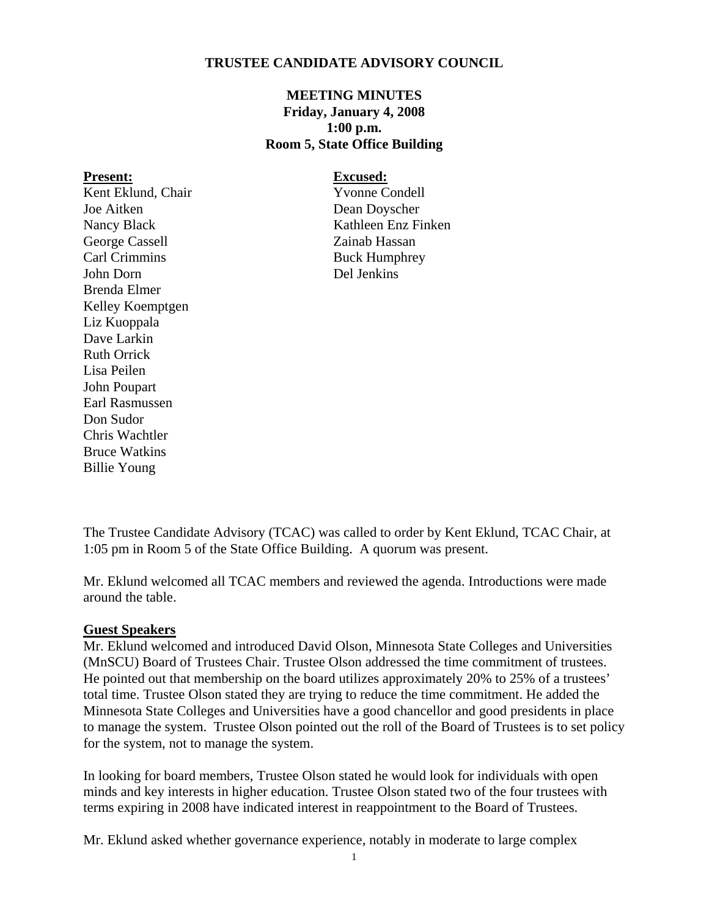# TRUSTEE CANDIDATE ADVISORY COUNCIL

## MEETING MINUTES
**Friday, January 4, 2008**
**1:00 p.m.**
**Room 5, State Office Building**

| **Present:** | **Excused:** |
|---|---|
| Kent Eklund, Chair | Yvonne Condell |
| Joe Aitken | Dean Doyscher |
| Nancy Black | Kathleen Enz Finken |
| George Cassell | Zainab Hassan |
| Carl Crimmins | Buck Humphrey |
| John Dorn | Del Jenkins |
| Brenda Elmer | |
| Kelley Koemptgen | |
| Liz Kuoppala | |
| Dave Larkin | |
| Ruth Orrick | |
| Lisa Peilen | |
| John Poupart | |
| Earl Rasmussen | |
| Don Sudor | |
| Chris Wachtler | |
| Bruce Watkins | |
| Billie Young | |

The Trustee Candidate Advisory (TCAC) was called to order by Kent Eklund, TCAC Chair, at 1:05 pm in Room 5 of the State Office Building. A quorum was present.

Mr. Eklund welcomed all TCAC members and reviewed the agenda. Introductions were made around the table.

**Guest Speakers**

Mr. Eklund welcomed and introduced David Olson, Minnesota State Colleges and Universities (MnSCU) Board of Trustees Chair. Trustee Olson addressed the time commitment of trustees. He pointed out that membership on the board utilizes approximately 20% to 25% of a trustees' total time. Trustee Olson stated they are trying to reduce the time commitment. He added the Minnesota State Colleges and Universities have a good chancellor and good presidents in place to manage the system. Trustee Olson pointed out the roll of the Board of Trustees is to set policy for the system, not to manage the system.

In looking for board members, Trustee Olson stated he would look for individuals with open minds and key interests in higher education. Trustee Olson stated two of the four trustees with terms expiring in 2008 have indicated interest in reappointment to the Board of Trustees.

Mr. Eklund asked whether governance experience, notably in moderate to large complex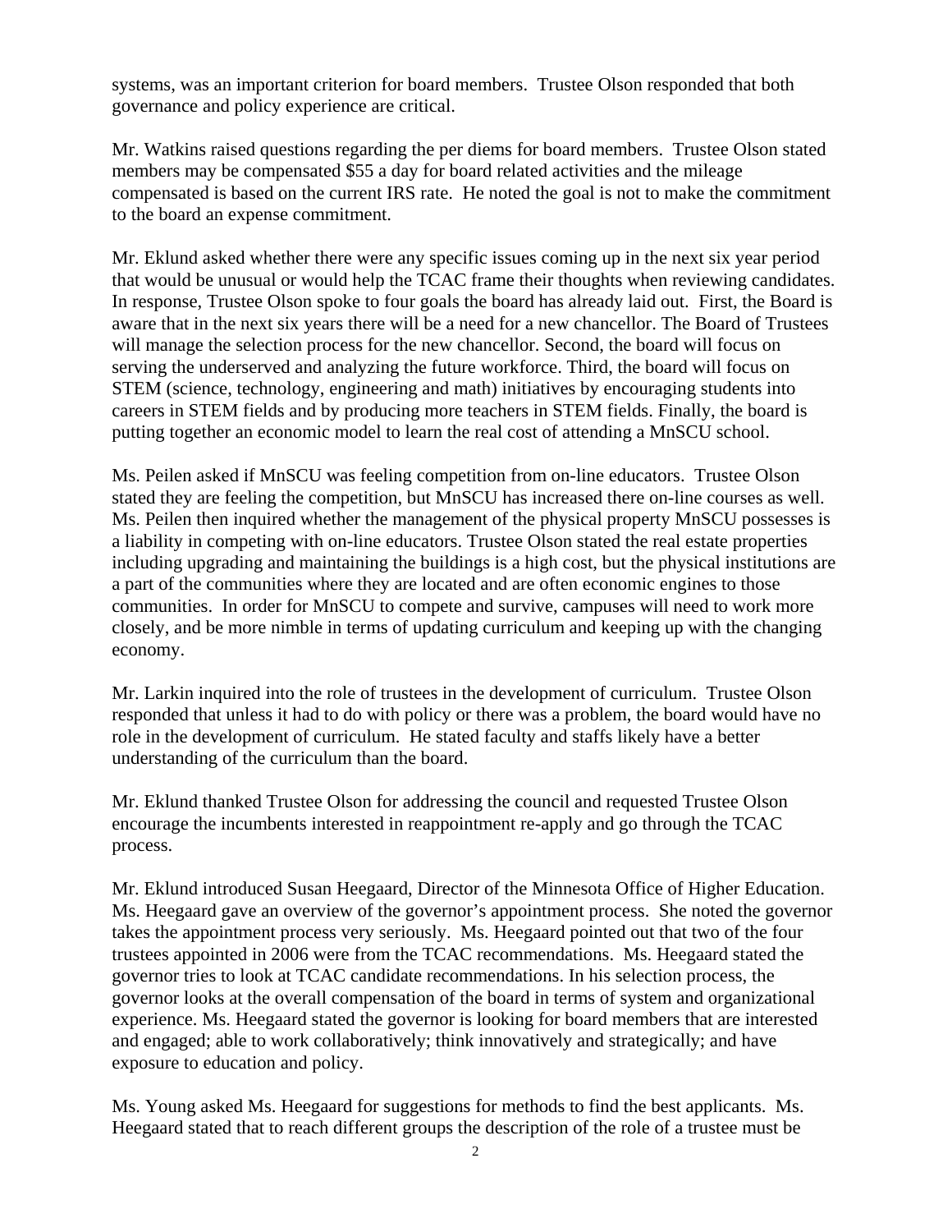systems, was an important criterion for board members. Trustee Olson responded that both governance and policy experience are critical.

Mr. Watkins raised questions regarding the per diems for board members. Trustee Olson stated members may be compensated $55 a day for board related activities and the mileage compensated is based on the current IRS rate. He noted the goal is not to make the commitment to the board an expense commitment.

Mr. Eklund asked whether there were any specific issues coming up in the next six year period that would be unusual or would help the TCAC frame their thoughts when reviewing candidates. In response, Trustee Olson spoke to four goals the board has already laid out. First, the Board is aware that in the next six years there will be a need for a new chancellor. The Board of Trustees will manage the selection process for the new chancellor. Second, the board will focus on serving the underserved and analyzing the future workforce. Third, the board will focus on STEM (science, technology, engineering and math) initiatives by encouraging students into careers in STEM fields and by producing more teachers in STEM fields. Finally, the board is putting together an economic model to learn the real cost of attending a MnSCU school.

Ms. Peilen asked if MnSCU was feeling competition from on-line educators. Trustee Olson stated they are feeling the competition, but MnSCU has increased there on-line courses as well. Ms. Peilen then inquired whether the management of the physical property MnSCU possesses is a liability in competing with on-line educators. Trustee Olson stated the real estate properties including upgrading and maintaining the buildings is a high cost, but the physical institutions are a part of the communities where they are located and are often economic engines to those communities. In order for MnSCU to compete and survive, campuses will need to work more closely, and be more nimble in terms of updating curriculum and keeping up with the changing economy.

Mr. Larkin inquired into the role of trustees in the development of curriculum. Trustee Olson responded that unless it had to do with policy or there was a problem, the board would have no role in the development of curriculum. He stated faculty and staffs likely have a better understanding of the curriculum than the board.

Mr. Eklund thanked Trustee Olson for addressing the council and requested Trustee Olson encourage the incumbents interested in reappointment re-apply and go through the TCAC process.

Mr. Eklund introduced Susan Heegaard, Director of the Minnesota Office of Higher Education. Ms. Heegaard gave an overview of the governor's appointment process. She noted the governor takes the appointment process very seriously. Ms. Heegaard pointed out that two of the four trustees appointed in 2006 were from the TCAC recommendations. Ms. Heegaard stated the governor tries to look at TCAC candidate recommendations. In his selection process, the governor looks at the overall compensation of the board in terms of system and organizational experience. Ms. Heegaard stated the governor is looking for board members that are interested and engaged; able to work collaboratively; think innovatively and strategically; and have exposure to education and policy.

Ms. Young asked Ms. Heegaard for suggestions for methods to find the best applicants. Ms. Heegaard stated that to reach different groups the description of the role of a trustee must be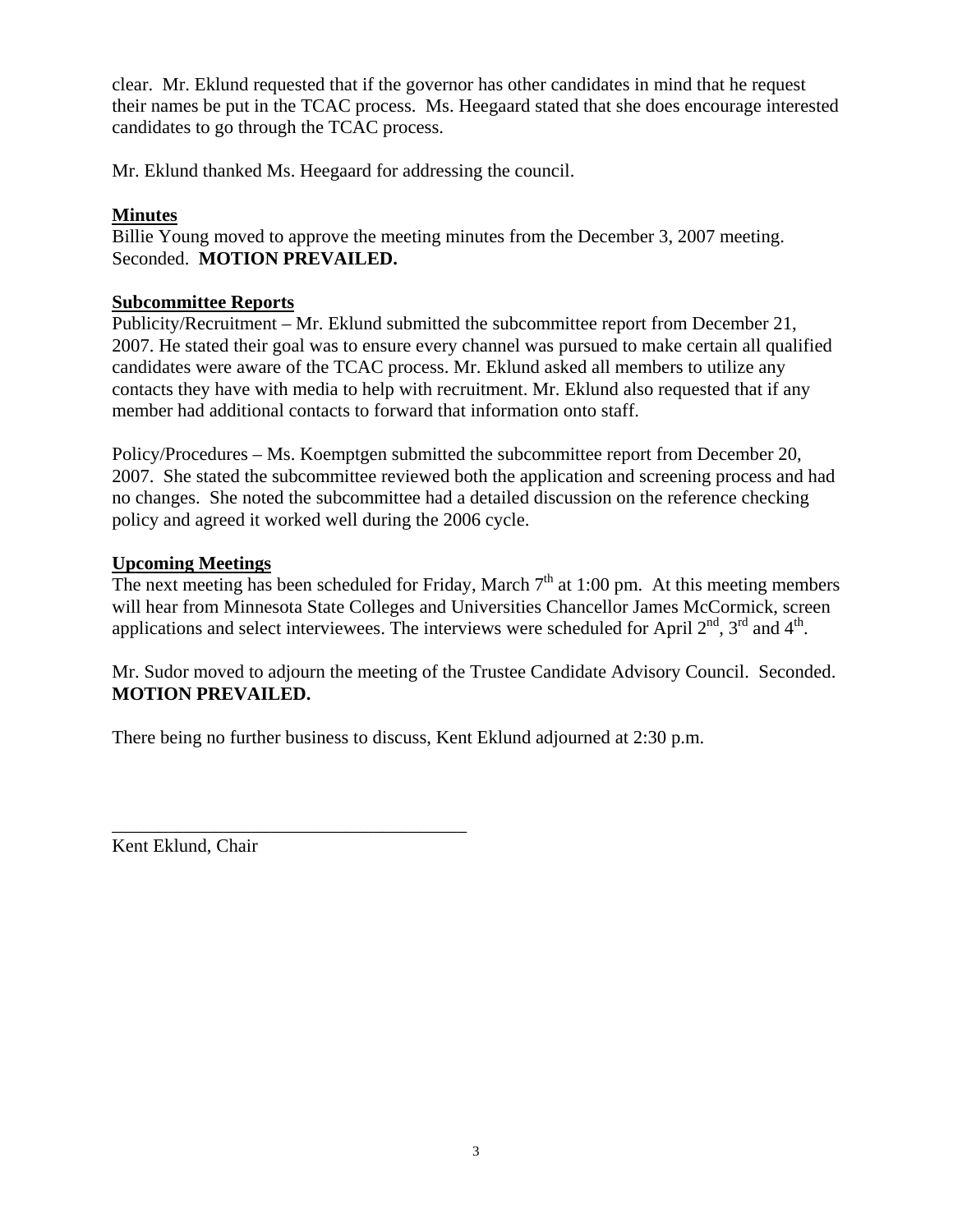clear. Mr. Eklund requested that if the governor has other candidates in mind that he request their names be put in the TCAC process. Ms. Heegaard stated that she does encourage interested candidates to go through the TCAC process.

Mr. Eklund thanked Ms. Heegaard for addressing the council.

**Minutes**

Billie Young moved to approve the meeting minutes from the December 3, 2007 meeting. Seconded. **MOTION PREVAILED.**

**Subcommittee Reports**

Publicity/Recruitment – Mr. Eklund submitted the subcommittee report from December 21, 2007. He stated their goal was to ensure every channel was pursued to make certain all qualified candidates were aware of the TCAC process. Mr. Eklund asked all members to utilize any contacts they have with media to help with recruitment. Mr. Eklund also requested that if any member had additional contacts to forward that information onto staff.

Policy/Procedures – Ms. Koemptgen submitted the subcommittee report from December 20, 2007. She stated the subcommittee reviewed both the application and screening process and had no changes. She noted the subcommittee had a detailed discussion on the reference checking policy and agreed it worked well during the 2006 cycle.

**Upcoming Meetings**

The next meeting has been scheduled for Friday, March 7th at 1:00 pm. At this meeting members will hear from Minnesota State Colleges and Universities Chancellor James McCormick, screen applications and select interviewees. The interviews were scheduled for April 2nd, 3rd and 4th.

Mr. Sudor moved to adjourn the meeting of the Trustee Candidate Advisory Council. Seconded. **MOTION PREVAILED.**

There being no further business to discuss, Kent Eklund adjourned at 2:30 p.m.

\_\_\_\_\_\_\_\_\_\_\_\_\_\_\_\_\_\_\_\_\_\_\_\_\_\_\_\_\_\_\_\_\_\_\_\_\_\_\_

Kent Eklund, Chair